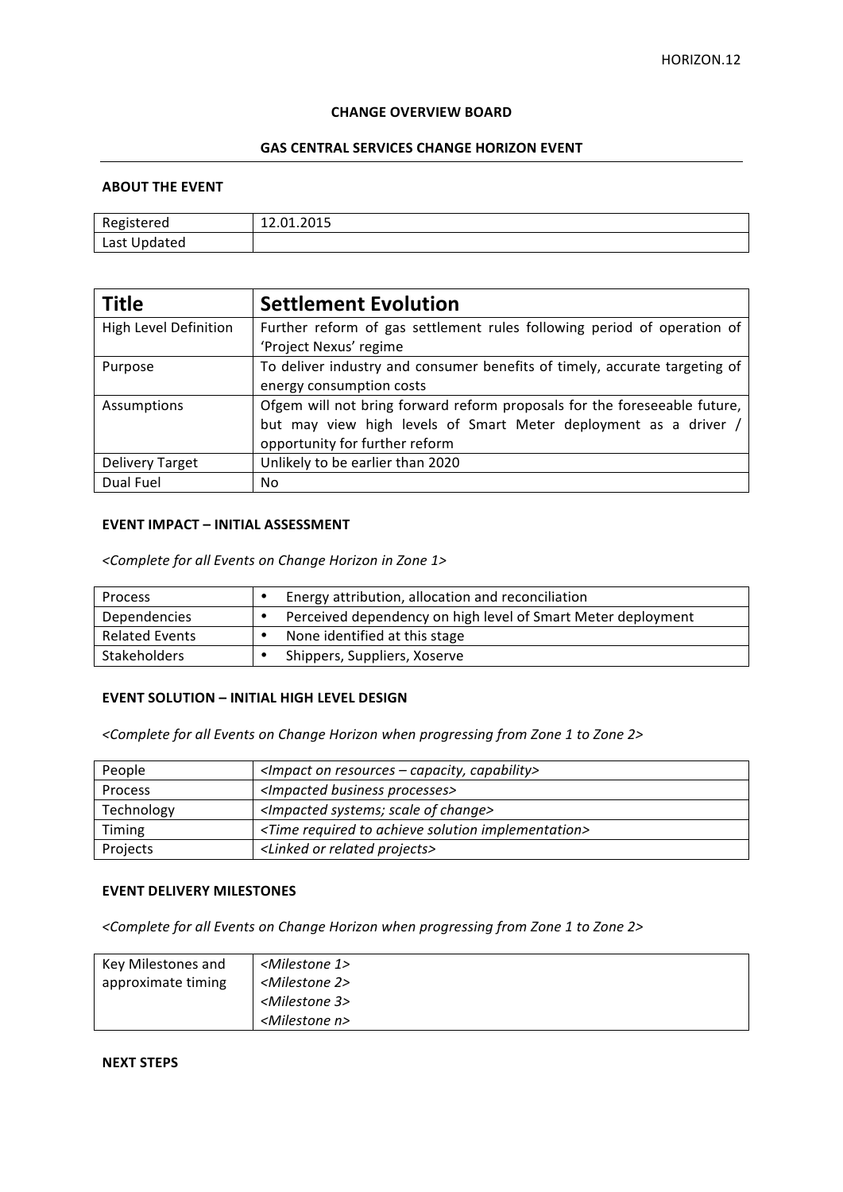HORIZON.12

**CHANGE OVERVIEW BOARD**

**GAS CENTRAL SERVICES CHANGE HORIZON EVENT**

**ABOUT THE EVENT**

| Registered | 12.01.2015 |
|---|---|
| Last Updated | |

| **Title** | **Settlement Evolution** |
|---|---|
| High Level Definition | Further reform of gas settlement rules following period of operation of 'Project Nexus' regime |
| Purpose | To deliver industry and consumer benefits of timely, accurate targeting of energy consumption costs |
| Assumptions | Ofgem will not bring forward reform proposals for the foreseeable future, but may view high levels of Smart Meter deployment as a driver / opportunity for further reform |
| Delivery Target | Unlikely to be earlier than 2020 |
| Dual Fuel | No |

**EVENT IMPACT – INITIAL ASSESSMENT**

*<Complete for all Events on Change Horizon in Zone 1>*

| Process | • Energy attribution, allocation and reconciliation |
|---|---|
| Dependencies | • Perceived dependency on high level of Smart Meter deployment |
| Related Events | • None identified at this stage |
| Stakeholders | • Shippers, Suppliers, Xoserve |

**EVENT SOLUTION – INITIAL HIGH LEVEL DESIGN**

*<Complete for all Events on Change Horizon when progressing from Zone 1 to Zone 2>*

| People | *<Impact on resources – capacity, capability>* |
|---|---|
| Process | *<Impacted business processes>* |
| Technology | *<Impacted systems; scale of change>* |
| Timing | *<Time required to achieve solution implementation>* |
| Projects | *<Linked or related projects>* |

**EVENT DELIVERY MILESTONES**

*<Complete for all Events on Change Horizon when progressing from Zone 1 to Zone 2>*

| Key Milestones and approximate timing | *<Milestone 1>*<br>*<Milestone 2>*<br>*<Milestone 3>*<br>*<Milestone n>* |
|---|---|

**NEXT STEPS**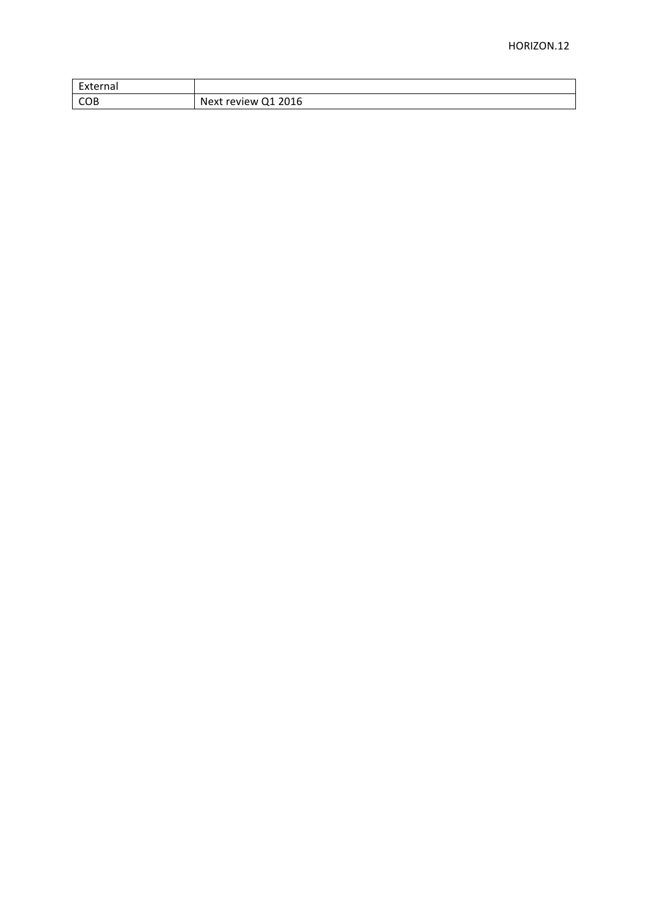| | |
|---|---|
| External | |
| COB | Next review Q1 2016 |